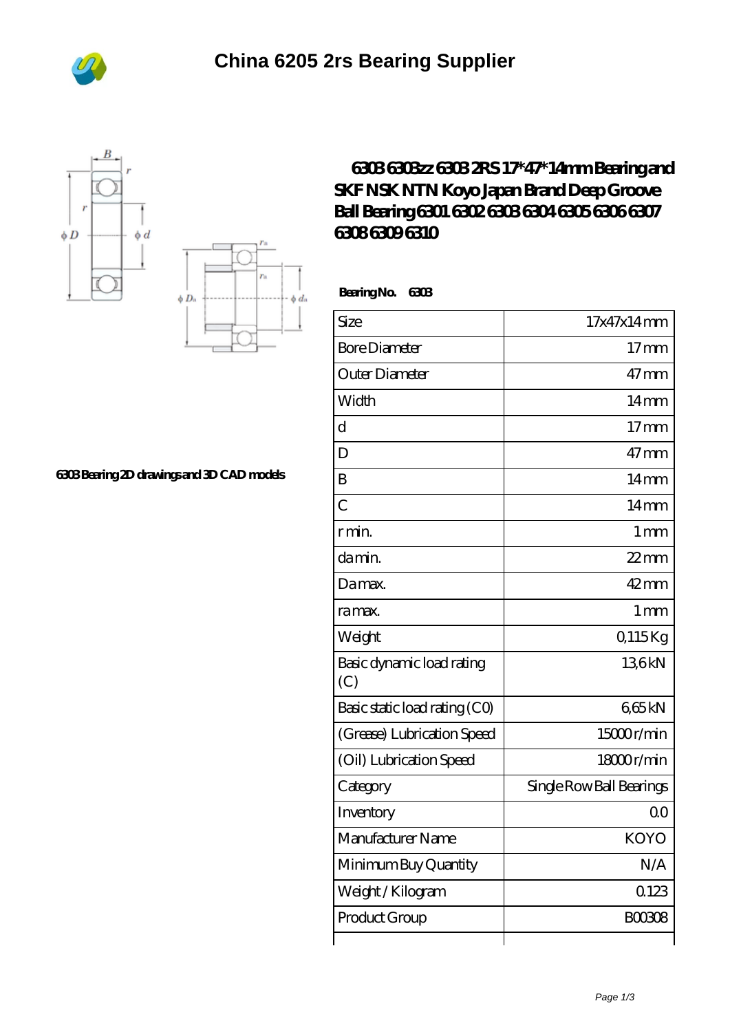# China 6205 2rs Bearing Supplier

## 6303 6303zz 6303 2RS 17*47*14mm Bearing and SKF NSK NTN Koyo Japan Brand Deep Groove Ball Bearing 6301 6302 6303 6304 6305 6306 6307 6308 6309 6310

6303 Bearing 2D drawings and 3D CAD models

**Bearing No.** 6303

| Size | 17x47x14 mm |
|---|---|
| Bore Diameter | 17 mm |
| Outer Diameter | 47 mm |
| Width | 14 mm |
| d | 17 mm |
| D | 47 mm |
| B | 14 mm |
| C | 14 mm |
| r min. | 1 mm |
| da min. | 22 mm |
| Da max. | 42 mm |
| ra max. | 1 mm |
| Weight | 0,115 Kg |
| Basic dynamic load rating (C) | 13,6 kN |
| Basic static load rating (C0) | 6,65 kN |
| (Grease) Lubrication Speed | 15000 r/min |
| (Oil) Lubrication Speed | 18000 r/min |
| Category | Single Row Ball Bearings |
| Inventory | 0.0 |
| Manufacturer Name | KOYO |
| Minimum Buy Quantity | N/A |
| Weight / Kilogram | 0.123 |
| Product Group | B00308 |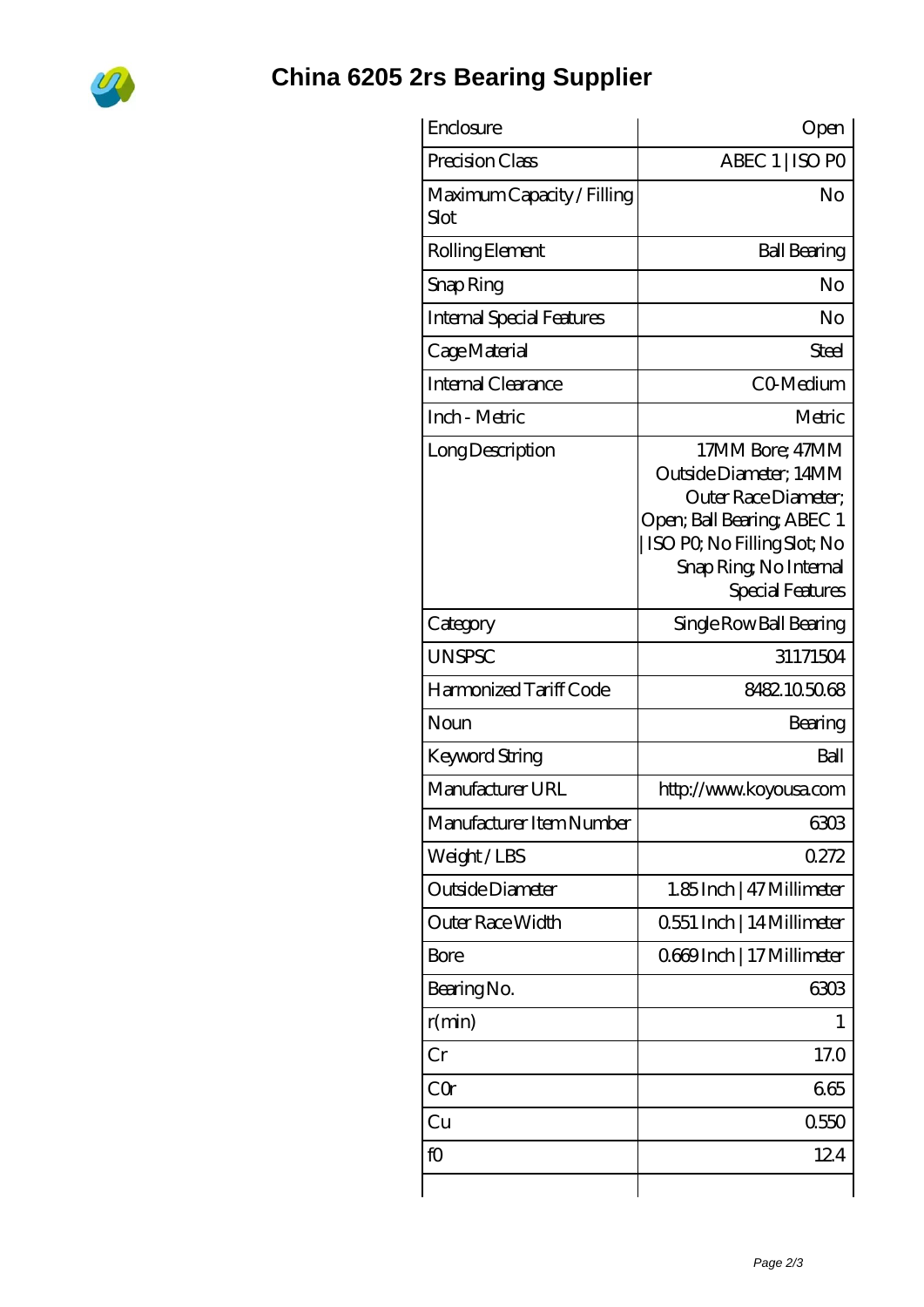# China 6205 2rs Bearing Supplier

| Enclosure | Open |
|---|---|
| Precision Class | ABEC 1 \| ISO P0 |
| Maximum Capacity / Filling Slot | No |
| Rolling Element | Ball Bearing |
| Snap Ring | No |
| Internal Special Features | No |
| Cage Material | Steel |
| Internal Clearance | C0-Medium |
| Inch - Metric | Metric |
| Long Description | 17MM Bore; 47MM Outside Diameter; 14MM Outer Race Diameter; Open; Ball Bearing; ABEC 1 \| ISO P0; No Filling Slot; No Snap Ring; No Internal Special Features |
| Category | Single Row Ball Bearing |
| UNSPSC | 31171504 |
| Harmonized Tariff Code | 8482.10.50.68 |
| Noun | Bearing |
| Keyword String | Ball |
| Manufacturer URL | http://www.koyousa.com |
| Manufacturer Item Number | 6303 |
| Weight / LBS | 0.272 |
| Outside Diameter | 1.85 Inch \| 47 Millimeter |
| Outer Race Width | 0.551 Inch \| 14 Millimeter |
| Bore | 0.669 Inch \| 17 Millimeter |
| Bearing No. | 6303 |
| r(min) | 1 |
| Cr | 17.0 |
| C0r | 6.65 |
| Cu | 0.550 |
| f0 | 12.4 |
| | |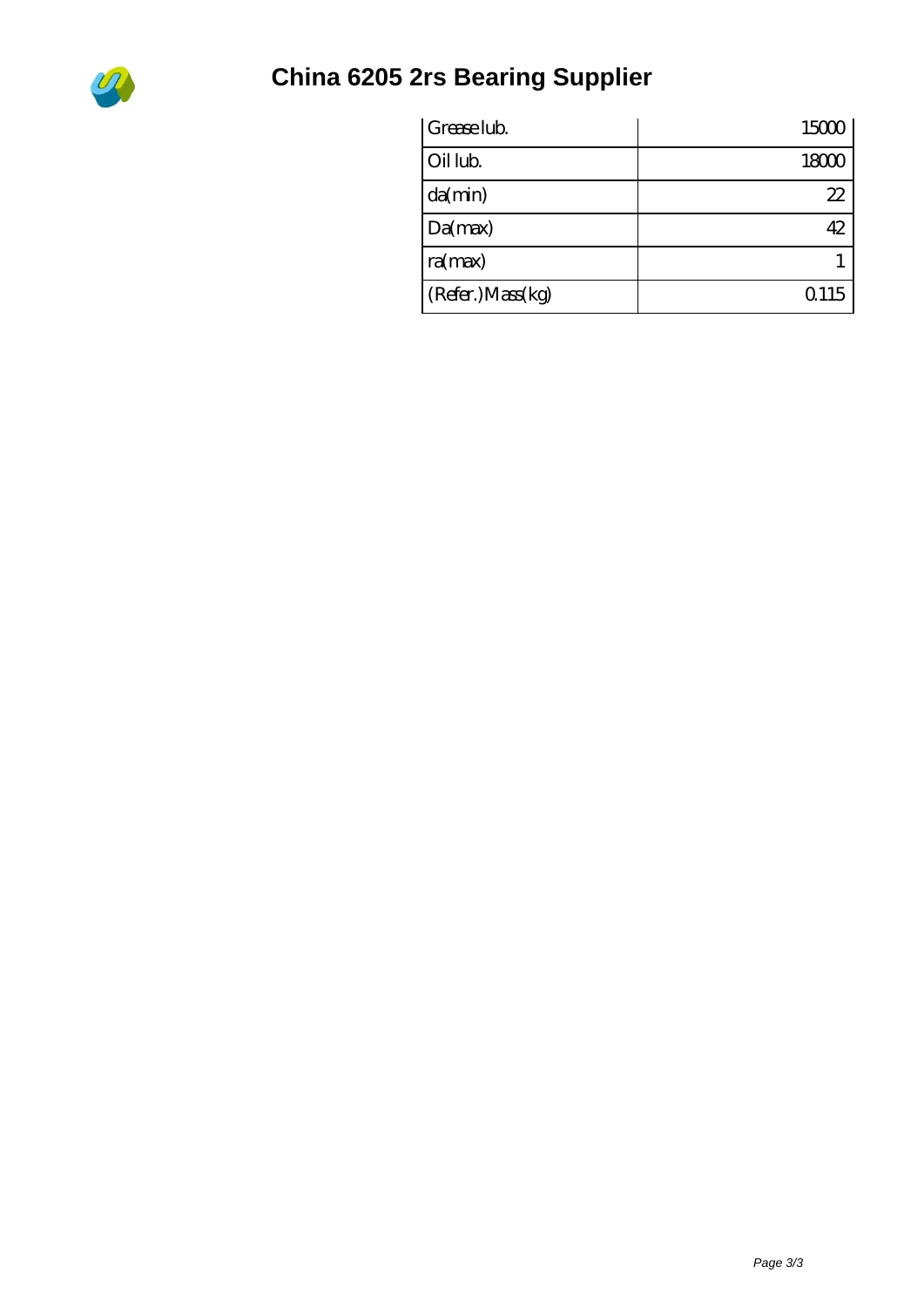| | |
|---|---|
| Grease lub. | 15000 |
| Oil lub. | 18000 |
| da(min) | 22 |
| Da(max) | 42 |
| ra(max) | 1 |
| (Refer.)Mass(kg) | 0.115 |